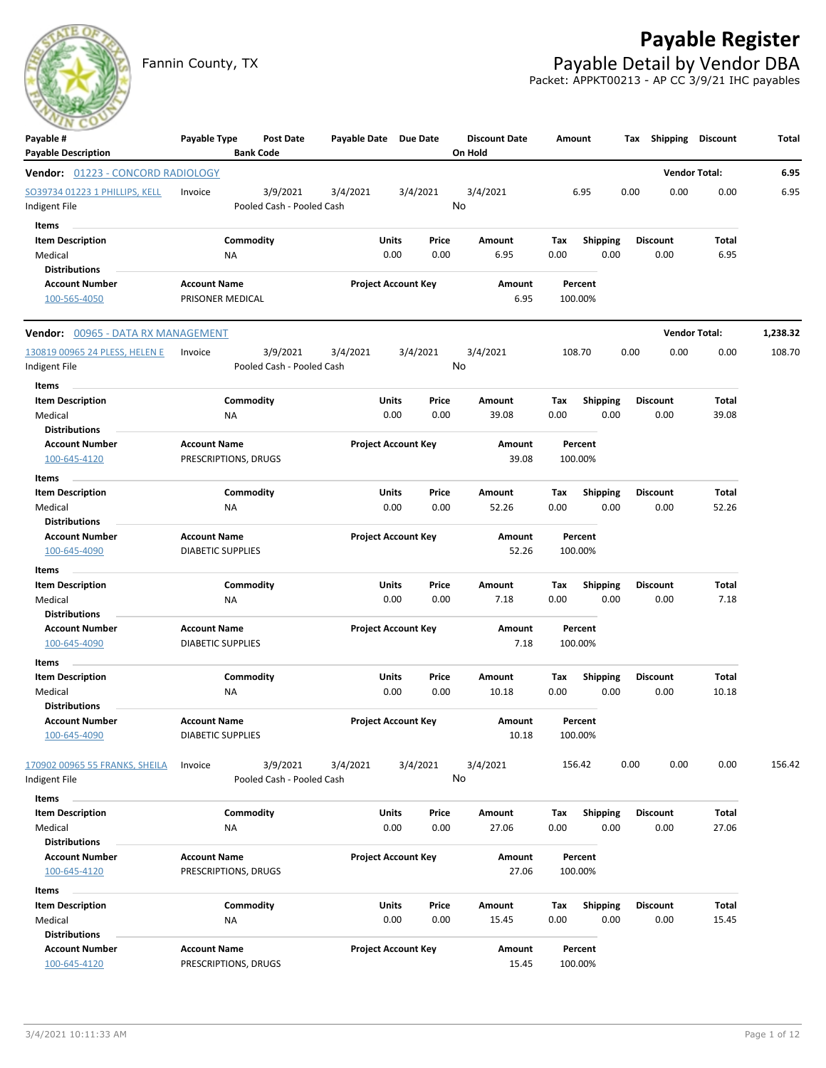# Payable Register

Fannin County, TX

## Payable Detail by Vendor DBA

Packet: APPKT00213 - AP CC 3/9/21 IHC payables

| Payable # / Payable Description | Payable Type | Post Date / Bank Code | Payable Date | Due Date | Discount Date / On Hold | Amount | Tax | Shipping | Discount | Total |
|---|---|---|---|---|---|---|---|---|---|---|

**Vendor: 01223 - CONCORD RADIOLOGY** — Vendor Total: **6.95**

| Payable # | Payable Type | Post Date | Payable Date | Due Date | Discount Date | Amount | Tax | Shipping | Discount | Total |
|---|---|---|---|---|---|---|---|---|---|---|
| SO39734 01223 1 PHILLIPS, KELL | Invoice | 3/9/2021 | 3/4/2021 | 3/4/2021 | 3/4/2021 | 6.95 | 0.00 | 0.00 | 0.00 | 6.95 |
| Indigent File | | Pooled Cash - Pooled Cash | | | No | | | | | |

Items

| Item Description | Commodity | Units | Price | Amount | Tax | Shipping | Discount | Total |
|---|---|---|---|---|---|---|---|---|
| Medical | NA | 0.00 | 0.00 | 6.95 | 0.00 | 0.00 | 0.00 | 6.95 |

Distributions

| Account Number | Account Name | Project Account Key | Amount | Percent |
|---|---|---|---|---|
| 100-565-4050 | PRISONER MEDICAL | | 6.95 | 100.00% |

**Vendor: 00965 - DATA RX MANAGEMENT** — Vendor Total: **1,238.32**

| Payable # | Payable Type | Post Date | Payable Date | Due Date | Discount Date | Amount | Tax | Shipping | Discount | Total |
|---|---|---|---|---|---|---|---|---|---|---|
| 130819 00965 24 PLESS, HELEN E | Invoice | 3/9/2021 | 3/4/2021 | 3/4/2021 | 3/4/2021 | 108.70 | 0.00 | 0.00 | 0.00 | 108.70 |
| Indigent File | | Pooled Cash - Pooled Cash | | | No | | | | | |

Items

| Item Description | Commodity | Units | Price | Amount | Tax | Shipping | Discount | Total |
|---|---|---|---|---|---|---|---|---|
| Medical | NA | 0.00 | 0.00 | 39.08 | 0.00 | 0.00 | 0.00 | 39.08 |

Distributions

| Account Number | Account Name | Project Account Key | Amount | Percent |
|---|---|---|---|---|
| 100-645-4120 | PRESCRIPTIONS, DRUGS | | 39.08 | 100.00% |

Items

| Item Description | Commodity | Units | Price | Amount | Tax | Shipping | Discount | Total |
|---|---|---|---|---|---|---|---|---|
| Medical | NA | 0.00 | 0.00 | 52.26 | 0.00 | 0.00 | 0.00 | 52.26 |

Distributions

| Account Number | Account Name | Project Account Key | Amount | Percent |
|---|---|---|---|---|
| 100-645-4090 | DIABETIC SUPPLIES | | 52.26 | 100.00% |

Items

| Item Description | Commodity | Units | Price | Amount | Tax | Shipping | Discount | Total |
|---|---|---|---|---|---|---|---|---|
| Medical | NA | 0.00 | 0.00 | 7.18 | 0.00 | 0.00 | 0.00 | 7.18 |

Distributions

| Account Number | Account Name | Project Account Key | Amount | Percent |
|---|---|---|---|---|
| 100-645-4090 | DIABETIC SUPPLIES | | 7.18 | 100.00% |

Items

| Item Description | Commodity | Units | Price | Amount | Tax | Shipping | Discount | Total |
|---|---|---|---|---|---|---|---|---|
| Medical | NA | 0.00 | 0.00 | 10.18 | 0.00 | 0.00 | 0.00 | 10.18 |

Distributions

| Account Number | Account Name | Project Account Key | Amount | Percent |
|---|---|---|---|---|
| 100-645-4090 | DIABETIC SUPPLIES | | 10.18 | 100.00% |

| Payable # | Payable Type | Post Date | Payable Date | Due Date | Discount Date | Amount | Tax | Shipping | Discount | Total |
|---|---|---|---|---|---|---|---|---|---|---|
| 170902 00965 55 FRANKS, SHEILA | Invoice | 3/9/2021 | 3/4/2021 | 3/4/2021 | 3/4/2021 | 156.42 | 0.00 | 0.00 | 0.00 | 156.42 |
| Indigent File | | Pooled Cash - Pooled Cash | | | No | | | | | |

Items

| Item Description | Commodity | Units | Price | Amount | Tax | Shipping | Discount | Total |
|---|---|---|---|---|---|---|---|---|
| Medical | NA | 0.00 | 0.00 | 27.06 | 0.00 | 0.00 | 0.00 | 27.06 |

Distributions

| Account Number | Account Name | Project Account Key | Amount | Percent |
|---|---|---|---|---|
| 100-645-4120 | PRESCRIPTIONS, DRUGS | | 27.06 | 100.00% |

Items

| Item Description | Commodity | Units | Price | Amount | Tax | Shipping | Discount | Total |
|---|---|---|---|---|---|---|---|---|
| Medical | NA | 0.00 | 0.00 | 15.45 | 0.00 | 0.00 | 0.00 | 15.45 |

Distributions

| Account Number | Account Name | Project Account Key | Amount | Percent |
|---|---|---|---|---|
| 100-645-4120 | PRESCRIPTIONS, DRUGS | | 15.45 | 100.00% |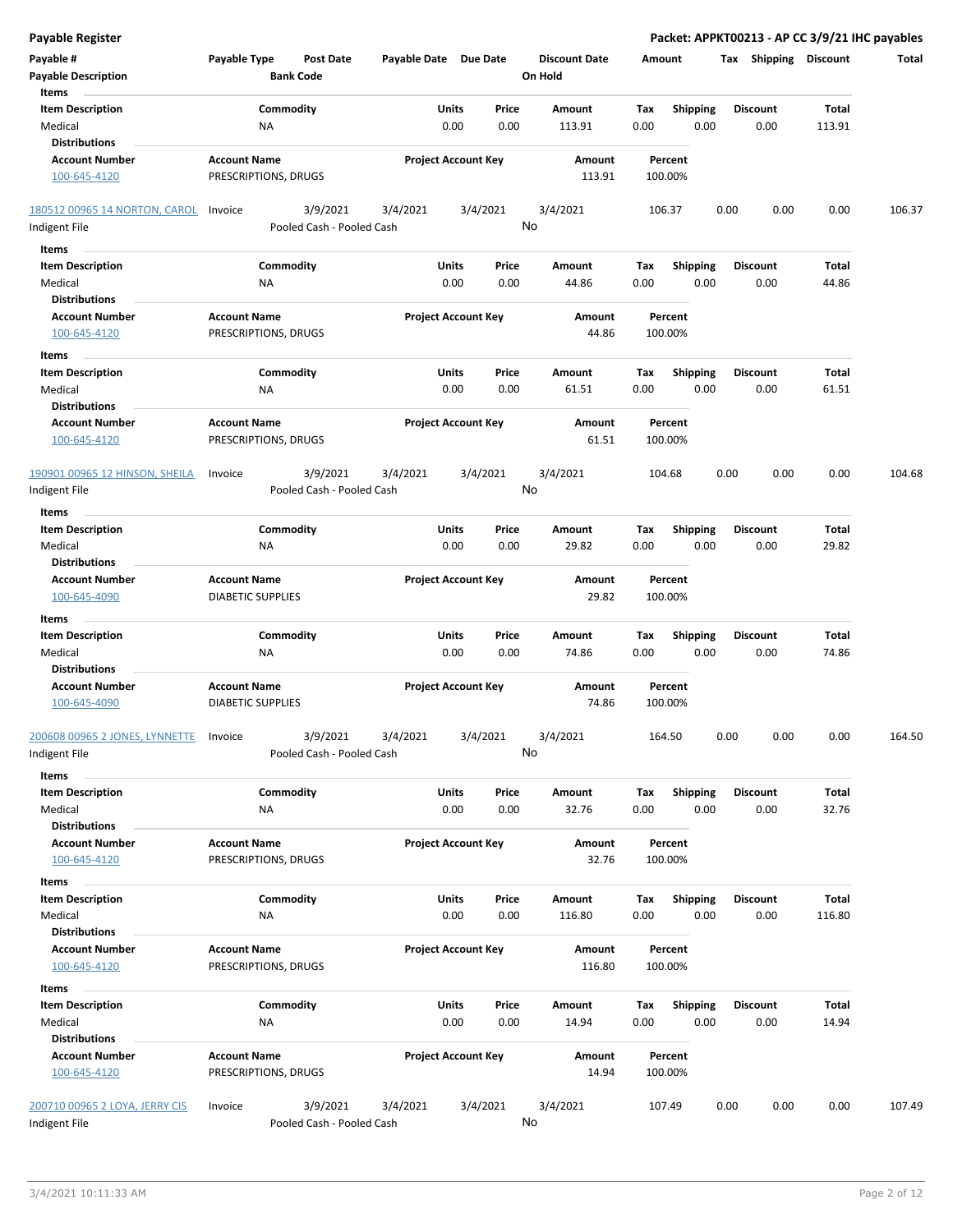**Payable Register** — **Packet: APPKT00213 - AP CC 3/9/21 IHC payables**

| Payable # | Payable Type | Post Date | Payable Date | Due Date | Discount Date | Amount | Tax | Shipping | Discount | Total |
|---|---|---|---|---|---|---|---|---|---|---|
| **Payable Description** | | **Bank Code** | | | **On Hold** | | | | | |

**Items**

| Item Description | Commodity | Units | Price | Amount | Tax | Shipping | Discount | Total |
|---|---|---|---|---|---|---|---|---|
| Medical | NA | 0.00 | 0.00 | 113.91 | 0.00 | 0.00 | 0.00 | 113.91 |

**Distributions**

| Account Number | Account Name | Project Account Key | Amount | Percent |
|---|---|---|---|---|
| 100-645-4120 | PRESCRIPTIONS, DRUGS | | 113.91 | 100.00% |

| Payable # | Payable Type | Post Date | Payable Date | Due Date | Discount Date | Amount | Tax | Shipping | Discount | Total |
|---|---|---|---|---|---|---|---|---|---|---|
| 180512 00965 14 NORTON, CAROL | Invoice | 3/9/2021 | 3/4/2021 | 3/4/2021 | 3/4/2021 | 106.37 | 0.00 | 0.00 | 0.00 | 106.37 |
| Indigent File | | Pooled Cash - Pooled Cash | | | No | | | | | |

**Items**

| Item Description | Commodity | Units | Price | Amount | Tax | Shipping | Discount | Total |
|---|---|---|---|---|---|---|---|---|
| Medical | NA | 0.00 | 0.00 | 44.86 | 0.00 | 0.00 | 0.00 | 44.86 |

**Distributions**

| Account Number | Account Name | Project Account Key | Amount | Percent |
|---|---|---|---|---|
| 100-645-4120 | PRESCRIPTIONS, DRUGS | | 44.86 | 100.00% |

**Items**

| Item Description | Commodity | Units | Price | Amount | Tax | Shipping | Discount | Total |
|---|---|---|---|---|---|---|---|---|
| Medical | NA | 0.00 | 0.00 | 61.51 | 0.00 | 0.00 | 0.00 | 61.51 |

**Distributions**

| Account Number | Account Name | Project Account Key | Amount | Percent |
|---|---|---|---|---|
| 100-645-4120 | PRESCRIPTIONS, DRUGS | | 61.51 | 100.00% |

| Payable # | Payable Type | Post Date | Payable Date | Due Date | Discount Date | Amount | Tax | Shipping | Discount | Total |
|---|---|---|---|---|---|---|---|---|---|---|
| 190901 00965 12 HINSON, SHEILA | Invoice | 3/9/2021 | 3/4/2021 | 3/4/2021 | 3/4/2021 | 104.68 | 0.00 | 0.00 | 0.00 | 104.68 |
| Indigent File | | Pooled Cash - Pooled Cash | | | No | | | | | |

**Items**

| Item Description | Commodity | Units | Price | Amount | Tax | Shipping | Discount | Total |
|---|---|---|---|---|---|---|---|---|
| Medical | NA | 0.00 | 0.00 | 29.82 | 0.00 | 0.00 | 0.00 | 29.82 |

**Distributions**

| Account Number | Account Name | Project Account Key | Amount | Percent |
|---|---|---|---|---|
| 100-645-4090 | DIABETIC SUPPLIES | | 29.82 | 100.00% |

**Items**

| Item Description | Commodity | Units | Price | Amount | Tax | Shipping | Discount | Total |
|---|---|---|---|---|---|---|---|---|
| Medical | NA | 0.00 | 0.00 | 74.86 | 0.00 | 0.00 | 0.00 | 74.86 |

**Distributions**

| Account Number | Account Name | Project Account Key | Amount | Percent |
|---|---|---|---|---|
| 100-645-4090 | DIABETIC SUPPLIES | | 74.86 | 100.00% |

| Payable # | Payable Type | Post Date | Payable Date | Due Date | Discount Date | Amount | Tax | Shipping | Discount | Total |
|---|---|---|---|---|---|---|---|---|---|---|
| 200608 00965 2 JONES, LYNNETTE | Invoice | 3/9/2021 | 3/4/2021 | 3/4/2021 | 3/4/2021 | 164.50 | 0.00 | 0.00 | 0.00 | 164.50 |
| Indigent File | | Pooled Cash - Pooled Cash | | | No | | | | | |

**Items**

| Item Description | Commodity | Units | Price | Amount | Tax | Shipping | Discount | Total |
|---|---|---|---|---|---|---|---|---|
| Medical | NA | 0.00 | 0.00 | 32.76 | 0.00 | 0.00 | 0.00 | 32.76 |

**Distributions**

| Account Number | Account Name | Project Account Key | Amount | Percent |
|---|---|---|---|---|
| 100-645-4120 | PRESCRIPTIONS, DRUGS | | 32.76 | 100.00% |

**Items**

| Item Description | Commodity | Units | Price | Amount | Tax | Shipping | Discount | Total |
|---|---|---|---|---|---|---|---|---|
| Medical | NA | 0.00 | 0.00 | 116.80 | 0.00 | 0.00 | 0.00 | 116.80 |

**Distributions**

| Account Number | Account Name | Project Account Key | Amount | Percent |
|---|---|---|---|---|
| 100-645-4120 | PRESCRIPTIONS, DRUGS | | 116.80 | 100.00% |

**Items**

| Item Description | Commodity | Units | Price | Amount | Tax | Shipping | Discount | Total |
|---|---|---|---|---|---|---|---|---|
| Medical | NA | 0.00 | 0.00 | 14.94 | 0.00 | 0.00 | 0.00 | 14.94 |

**Distributions**

| Account Number | Account Name | Project Account Key | Amount | Percent |
|---|---|---|---|---|
| 100-645-4120 | PRESCRIPTIONS, DRUGS | | 14.94 | 100.00% |

| Payable # | Payable Type | Post Date | Payable Date | Due Date | Discount Date | Amount | Tax | Shipping | Discount | Total |
|---|---|---|---|---|---|---|---|---|---|---|
| 200710 00965 2 LOYA, JERRY CIS | Invoice | 3/9/2021 | 3/4/2021 | 3/4/2021 | 3/4/2021 | 107.49 | 0.00 | 0.00 | 0.00 | 107.49 |
| Indigent File | | Pooled Cash - Pooled Cash | | | No | | | | | |

3/4/2021 10:11:33 AM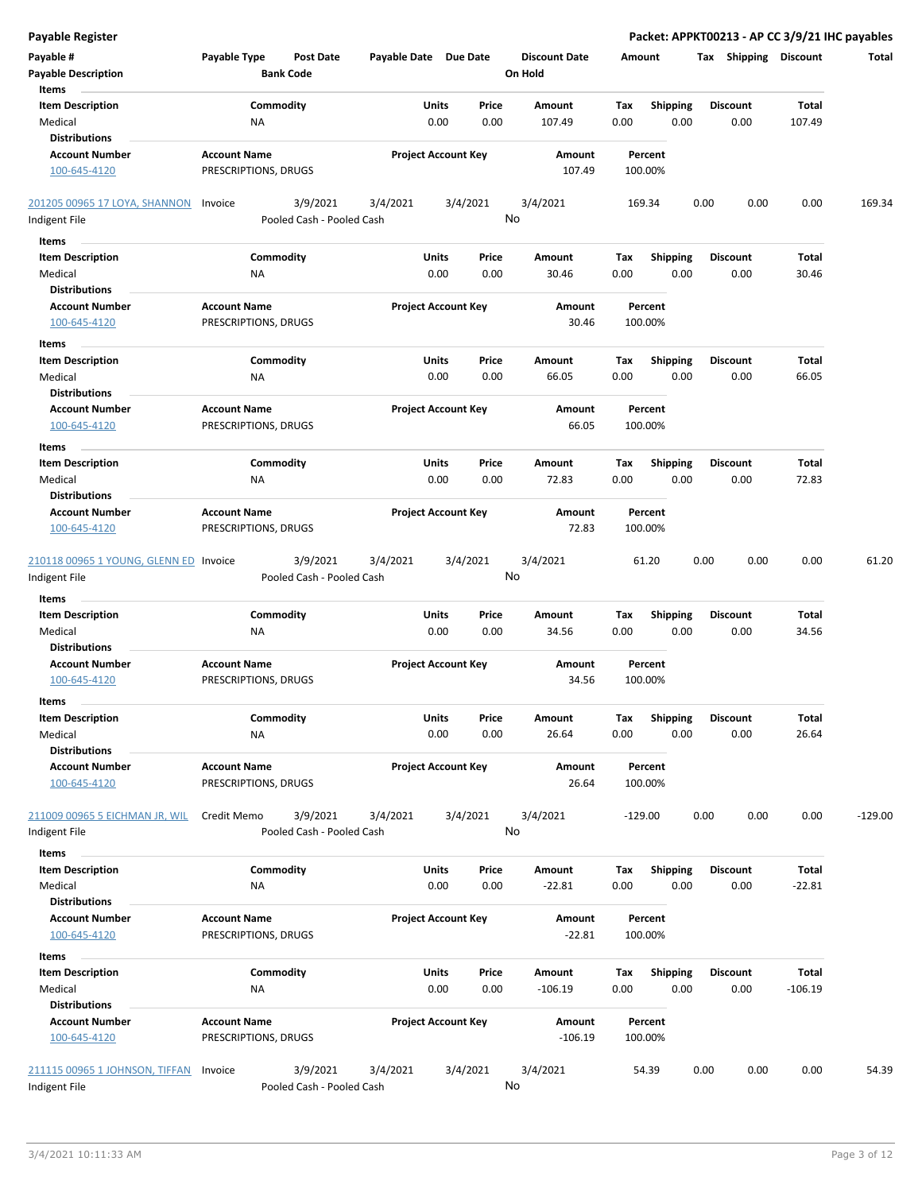**Payable Register** — **Packet: APPKT00213 - AP CC 3/9/21 IHC payables**

| Payable # | Payable Type | Post Date | Payable Date | Due Date | Discount Date | Amount | Tax | Shipping | Discount | Total |
|---|---|---|---|---|---|---|---|---|---|---|
| **Payable Description** | | **Bank Code** | | | **On Hold** | | | | | |

**Items**

| Item Description | Commodity | Units | Price | Amount | Tax | Shipping | Discount | Total |
|---|---|---|---|---|---|---|---|---|
| Medical | NA | 0.00 | 0.00 | 107.49 | 0.00 | 0.00 | 0.00 | 107.49 |

**Distributions**

| Account Number | Account Name | Project Account Key | Amount | Percent |
|---|---|---|---|---|
| 100-645-4120 | PRESCRIPTIONS, DRUGS | | 107.49 | 100.00% |

| Payable # | Payable Type | Post Date | Payable Date | Due Date | Discount Date | Amount | Tax | Shipping | Discount | Total |
|---|---|---|---|---|---|---|---|---|---|---|
| 201205 00965 17 LOYA, SHANNON | Invoice | 3/9/2021 | 3/4/2021 | 3/4/2021 | 3/4/2021 | 169.34 | 0.00 | 0.00 | 0.00 | 169.34 |
| Indigent File | | Pooled Cash - Pooled Cash | | | No | | | | | |

**Items**

| Item Description | Commodity | Units | Price | Amount | Tax | Shipping | Discount | Total |
|---|---|---|---|---|---|---|---|---|
| Medical | NA | 0.00 | 0.00 | 30.46 | 0.00 | 0.00 | 0.00 | 30.46 |

**Distributions**

| Account Number | Account Name | Project Account Key | Amount | Percent |
|---|---|---|---|---|
| 100-645-4120 | PRESCRIPTIONS, DRUGS | | 30.46 | 100.00% |

**Items**

| Item Description | Commodity | Units | Price | Amount | Tax | Shipping | Discount | Total |
|---|---|---|---|---|---|---|---|---|
| Medical | NA | 0.00 | 0.00 | 66.05 | 0.00 | 0.00 | 0.00 | 66.05 |

**Distributions**

| Account Number | Account Name | Project Account Key | Amount | Percent |
|---|---|---|---|---|
| 100-645-4120 | PRESCRIPTIONS, DRUGS | | 66.05 | 100.00% |

**Items**

| Item Description | Commodity | Units | Price | Amount | Tax | Shipping | Discount | Total |
|---|---|---|---|---|---|---|---|---|
| Medical | NA | 0.00 | 0.00 | 72.83 | 0.00 | 0.00 | 0.00 | 72.83 |

**Distributions**

| Account Number | Account Name | Project Account Key | Amount | Percent |
|---|---|---|---|---|
| 100-645-4120 | PRESCRIPTIONS, DRUGS | | 72.83 | 100.00% |

| Payable # | Payable Type | Post Date | Payable Date | Due Date | Discount Date | Amount | Tax | Shipping | Discount | Total |
|---|---|---|---|---|---|---|---|---|---|---|
| 210118 00965 1 YOUNG, GLENN ED | Invoice | 3/9/2021 | 3/4/2021 | 3/4/2021 | 3/4/2021 | 61.20 | 0.00 | 0.00 | 0.00 | 61.20 |
| Indigent File | | Pooled Cash - Pooled Cash | | | No | | | | | |

**Items**

| Item Description | Commodity | Units | Price | Amount | Tax | Shipping | Discount | Total |
|---|---|---|---|---|---|---|---|---|
| Medical | NA | 0.00 | 0.00 | 34.56 | 0.00 | 0.00 | 0.00 | 34.56 |

**Distributions**

| Account Number | Account Name | Project Account Key | Amount | Percent |
|---|---|---|---|---|
| 100-645-4120 | PRESCRIPTIONS, DRUGS | | 34.56 | 100.00% |

**Items**

| Item Description | Commodity | Units | Price | Amount | Tax | Shipping | Discount | Total |
|---|---|---|---|---|---|---|---|---|
| Medical | NA | 0.00 | 0.00 | 26.64 | 0.00 | 0.00 | 0.00 | 26.64 |

**Distributions**

| Account Number | Account Name | Project Account Key | Amount | Percent |
|---|---|---|---|---|
| 100-645-4120 | PRESCRIPTIONS, DRUGS | | 26.64 | 100.00% |

| Payable # | Payable Type | Post Date | Payable Date | Due Date | Discount Date | Amount | Tax | Shipping | Discount | Total |
|---|---|---|---|---|---|---|---|---|---|---|
| 211009 00965 5 EICHMAN JR, WIL | Credit Memo | 3/9/2021 | 3/4/2021 | 3/4/2021 | 3/4/2021 | -129.00 | 0.00 | 0.00 | 0.00 | -129.00 |
| Indigent File | | Pooled Cash - Pooled Cash | | | No | | | | | |

**Items**

| Item Description | Commodity | Units | Price | Amount | Tax | Shipping | Discount | Total |
|---|---|---|---|---|---|---|---|---|
| Medical | NA | 0.00 | 0.00 | -22.81 | 0.00 | 0.00 | 0.00 | -22.81 |

**Distributions**

| Account Number | Account Name | Project Account Key | Amount | Percent |
|---|---|---|---|---|
| 100-645-4120 | PRESCRIPTIONS, DRUGS | | -22.81 | 100.00% |

**Items**

| Item Description | Commodity | Units | Price | Amount | Tax | Shipping | Discount | Total |
|---|---|---|---|---|---|---|---|---|
| Medical | NA | 0.00 | 0.00 | -106.19 | 0.00 | 0.00 | 0.00 | -106.19 |

**Distributions**

| Account Number | Account Name | Project Account Key | Amount | Percent |
|---|---|---|---|---|
| 100-645-4120 | PRESCRIPTIONS, DRUGS | | -106.19 | 100.00% |

| Payable # | Payable Type | Post Date | Payable Date | Due Date | Discount Date | Amount | Tax | Shipping | Discount | Total |
|---|---|---|---|---|---|---|---|---|---|---|
| 211115 00965 1 JOHNSON, TIFFAN | Invoice | 3/9/2021 | 3/4/2021 | 3/4/2021 | 3/4/2021 | 54.39 | 0.00 | 0.00 | 0.00 | 54.39 |
| Indigent File | | Pooled Cash - Pooled Cash | | | No | | | | | |

3/4/2021 10:11:33 AM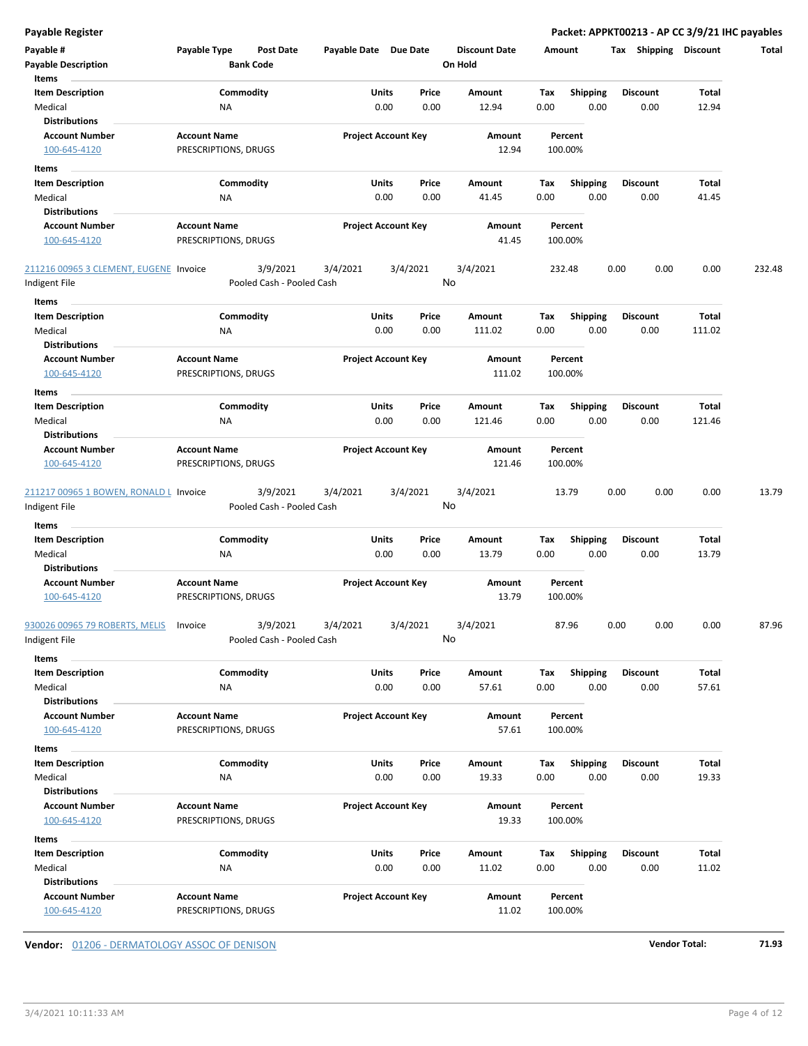**Payable Register** **Packet: APPKT00213 - AP CC 3/9/21 IHC payables**

| Payable # | Payable Type | Post Date | Payable Date | Due Date | Discount Date | Amount | Tax | Shipping | Discount | Total |
|---|---|---|---|---|---|---|---|---|---|---|
| **Payable Description** | | **Bank Code** | | | **On Hold** | | | | | |

**Items**

| Item Description | Commodity | Units | Price | Amount | Tax | Shipping | Discount | Total |
|---|---|---|---|---|---|---|---|---|
| Medical | NA | 0.00 | 0.00 | 12.94 | 0.00 | 0.00 | 0.00 | 12.94 |

**Distributions**

| Account Number | Account Name | Project Account Key | Amount | Percent |
|---|---|---|---|---|
| 100-645-4120 | PRESCRIPTIONS, DRUGS | | 12.94 | 100.00% |

**Items**

| Item Description | Commodity | Units | Price | Amount | Tax | Shipping | Discount | Total |
|---|---|---|---|---|---|---|---|---|
| Medical | NA | 0.00 | 0.00 | 41.45 | 0.00 | 0.00 | 0.00 | 41.45 |

**Distributions**

| Account Number | Account Name | Project Account Key | Amount | Percent |
|---|---|---|---|---|
| 100-645-4120 | PRESCRIPTIONS, DRUGS | | 41.45 | 100.00% |

| Payable # | Payable Type | Post Date | Payable Date | Due Date | Discount Date | Amount | Tax | Shipping | Discount | Total |
|---|---|---|---|---|---|---|---|---|---|---|
| 211216 00965 3 CLEMENT, EUGENE | Invoice | 3/9/2021 | 3/4/2021 | 3/4/2021 | 3/4/2021 | 232.48 | 0.00 | 0.00 | 0.00 | 232.48 |
| Indigent File | | Pooled Cash - Pooled Cash | | | No | | | | | |

**Items**

| Item Description | Commodity | Units | Price | Amount | Tax | Shipping | Discount | Total |
|---|---|---|---|---|---|---|---|---|
| Medical | NA | 0.00 | 0.00 | 111.02 | 0.00 | 0.00 | 0.00 | 111.02 |

**Distributions**

| Account Number | Account Name | Project Account Key | Amount | Percent |
|---|---|---|---|---|
| 100-645-4120 | PRESCRIPTIONS, DRUGS | | 111.02 | 100.00% |

**Items**

| Item Description | Commodity | Units | Price | Amount | Tax | Shipping | Discount | Total |
|---|---|---|---|---|---|---|---|---|
| Medical | NA | 0.00 | 0.00 | 121.46 | 0.00 | 0.00 | 0.00 | 121.46 |

**Distributions**

| Account Number | Account Name | Project Account Key | Amount | Percent |
|---|---|---|---|---|
| 100-645-4120 | PRESCRIPTIONS, DRUGS | | 121.46 | 100.00% |

| Payable # | Payable Type | Post Date | Payable Date | Due Date | Discount Date | Amount | Tax | Shipping | Discount | Total |
|---|---|---|---|---|---|---|---|---|---|---|
| 211217 00965 1 BOWEN, RONALD L | Invoice | 3/9/2021 | 3/4/2021 | 3/4/2021 | 3/4/2021 | 13.79 | 0.00 | 0.00 | 0.00 | 13.79 |
| Indigent File | | Pooled Cash - Pooled Cash | | | No | | | | | |

**Items**

| Item Description | Commodity | Units | Price | Amount | Tax | Shipping | Discount | Total |
|---|---|---|---|---|---|---|---|---|
| Medical | NA | 0.00 | 0.00 | 13.79 | 0.00 | 0.00 | 0.00 | 13.79 |

**Distributions**

| Account Number | Account Name | Project Account Key | Amount | Percent |
|---|---|---|---|---|
| 100-645-4120 | PRESCRIPTIONS, DRUGS | | 13.79 | 100.00% |

| Payable # | Payable Type | Post Date | Payable Date | Due Date | Discount Date | Amount | Tax | Shipping | Discount | Total |
|---|---|---|---|---|---|---|---|---|---|---|
| 930026 00965 79 ROBERTS, MELIS | Invoice | 3/9/2021 | 3/4/2021 | 3/4/2021 | 3/4/2021 | 87.96 | 0.00 | 0.00 | 0.00 | 87.96 |
| Indigent File | | Pooled Cash - Pooled Cash | | | No | | | | | |

**Items**

| Item Description | Commodity | Units | Price | Amount | Tax | Shipping | Discount | Total |
|---|---|---|---|---|---|---|---|---|
| Medical | NA | 0.00 | 0.00 | 57.61 | 0.00 | 0.00 | 0.00 | 57.61 |

**Distributions**

| Account Number | Account Name | Project Account Key | Amount | Percent |
|---|---|---|---|---|
| 100-645-4120 | PRESCRIPTIONS, DRUGS | | 57.61 | 100.00% |

**Items**

| Item Description | Commodity | Units | Price | Amount | Tax | Shipping | Discount | Total |
|---|---|---|---|---|---|---|---|---|
| Medical | NA | 0.00 | 0.00 | 19.33 | 0.00 | 0.00 | 0.00 | 19.33 |

**Distributions**

| Account Number | Account Name | Project Account Key | Amount | Percent |
|---|---|---|---|---|
| 100-645-4120 | PRESCRIPTIONS, DRUGS | | 19.33 | 100.00% |

**Items**

| Item Description | Commodity | Units | Price | Amount | Tax | Shipping | Discount | Total |
|---|---|---|---|---|---|---|---|---|
| Medical | NA | 0.00 | 0.00 | 11.02 | 0.00 | 0.00 | 0.00 | 11.02 |

**Distributions**

| Account Number | Account Name | Project Account Key | Amount | Percent |
|---|---|---|---|---|
| 100-645-4120 | PRESCRIPTIONS, DRUGS | | 11.02 | 100.00% |

**Vendor:** 01206 - DERMATOLOGY ASSOC OF DENISON **Vendor Total:** **71.93**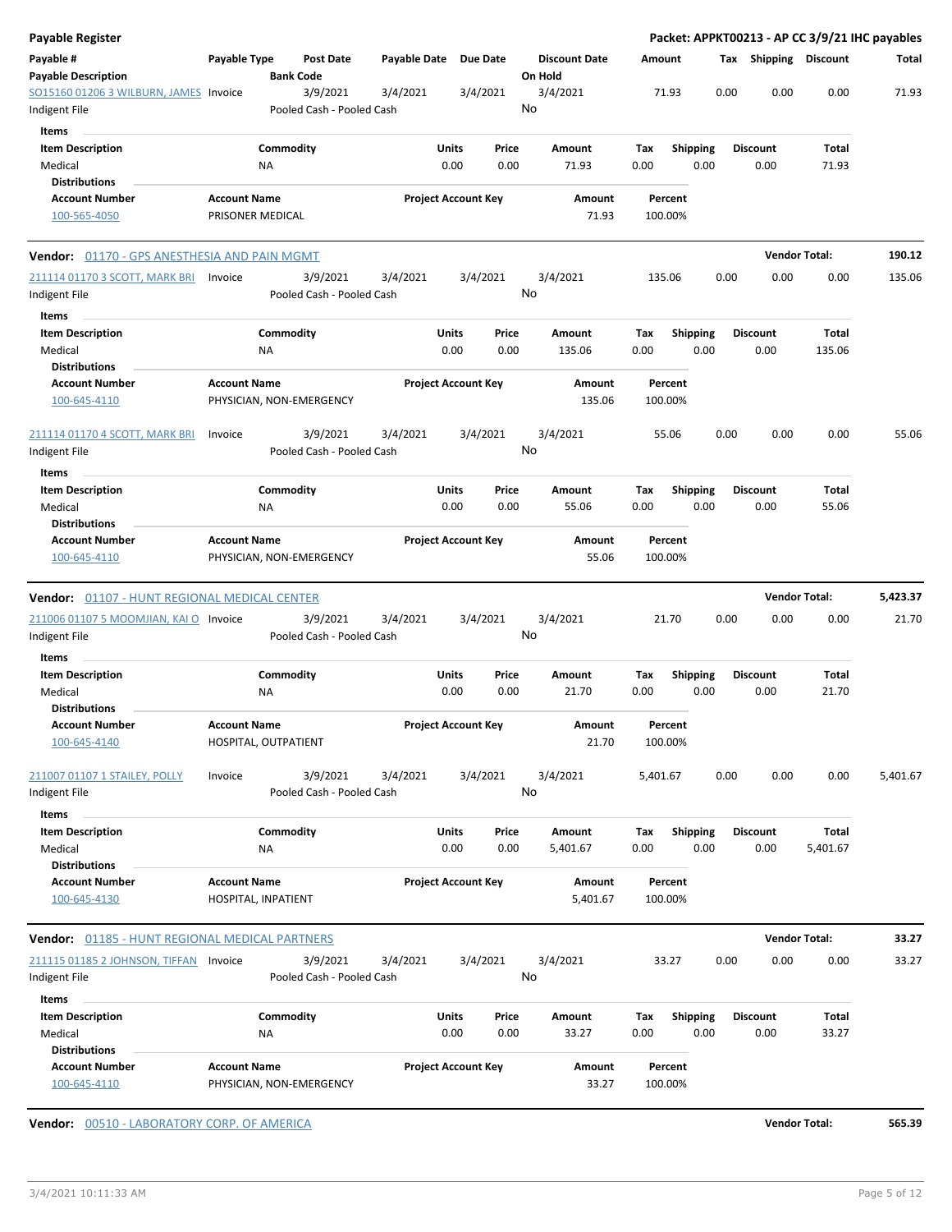**Payable Register** — **Packet: APPKT00213 - AP CC 3/9/21 IHC payables**

| Payable # / Payable Description | Payable Type | Post Date / Bank Code | Payable Date | Due Date | Discount Date / On Hold | Amount | Tax | Shipping | Discount | Total |
|---|---|---|---|---|---|---|---|---|---|---|
| SO15160 01206 3 WILBURN, JAMES / Indigent File | Invoice | 3/9/2021 / Pooled Cash - Pooled Cash | 3/4/2021 | 3/4/2021 | 3/4/2021 / No | 71.93 | 0.00 | 0.00 | 0.00 | 71.93 |

**Items**

| Item Description | Commodity | Units | Price | Amount | Tax | Shipping | Discount | Total |
|---|---|---|---|---|---|---|---|---|
| Medical | NA | 0.00 | 0.00 | 71.93 | 0.00 | 0.00 | 0.00 | 71.93 |

**Distributions**

| Account Number | Account Name | Project Account Key | Amount | Percent |
|---|---|---|---|---|
| 100-565-4050 | PRISONER MEDICAL | | 71.93 | 100.00% |

**Vendor: 01170 - GPS ANESTHESIA AND PAIN MGMT** — **Vendor Total: 190.12**

| Payable # / Payable Description | Payable Type | Post Date / Bank Code | Payable Date | Due Date | Discount Date / On Hold | Amount | Tax | Shipping | Discount | Total |
|---|---|---|---|---|---|---|---|---|---|---|
| 211114 01170 3 SCOTT, MARK BRI / Indigent File | Invoice | 3/9/2021 / Pooled Cash - Pooled Cash | 3/4/2021 | 3/4/2021 | 3/4/2021 / No | 135.06 | 0.00 | 0.00 | 0.00 | 135.06 |

**Items**

| Item Description | Commodity | Units | Price | Amount | Tax | Shipping | Discount | Total |
|---|---|---|---|---|---|---|---|---|
| Medical | NA | 0.00 | 0.00 | 135.06 | 0.00 | 0.00 | 0.00 | 135.06 |

**Distributions**

| Account Number | Account Name | Project Account Key | Amount | Percent |
|---|---|---|---|---|
| 100-645-4110 | PHYSICIAN, NON-EMERGENCY | | 135.06 | 100.00% |

| Payable # / Payable Description | Payable Type | Post Date / Bank Code | Payable Date | Due Date | Discount Date / On Hold | Amount | Tax | Shipping | Discount | Total |
|---|---|---|---|---|---|---|---|---|---|---|
| 211114 01170 4 SCOTT, MARK BRI / Indigent File | Invoice | 3/9/2021 / Pooled Cash - Pooled Cash | 3/4/2021 | 3/4/2021 | 3/4/2021 / No | 55.06 | 0.00 | 0.00 | 0.00 | 55.06 |

**Items**

| Item Description | Commodity | Units | Price | Amount | Tax | Shipping | Discount | Total |
|---|---|---|---|---|---|---|---|---|
| Medical | NA | 0.00 | 0.00 | 55.06 | 0.00 | 0.00 | 0.00 | 55.06 |

**Distributions**

| Account Number | Account Name | Project Account Key | Amount | Percent |
|---|---|---|---|---|
| 100-645-4110 | PHYSICIAN, NON-EMERGENCY | | 55.06 | 100.00% |

**Vendor: 01107 - HUNT REGIONAL MEDICAL CENTER** — **Vendor Total: 5,423.37**

| Payable # / Payable Description | Payable Type | Post Date / Bank Code | Payable Date | Due Date | Discount Date / On Hold | Amount | Tax | Shipping | Discount | Total |
|---|---|---|---|---|---|---|---|---|---|---|
| 211006 01107 5 MOOMJIAN, KAI O / Indigent File | Invoice | 3/9/2021 / Pooled Cash - Pooled Cash | 3/4/2021 | 3/4/2021 | 3/4/2021 / No | 21.70 | 0.00 | 0.00 | 0.00 | 21.70 |

**Items**

| Item Description | Commodity | Units | Price | Amount | Tax | Shipping | Discount | Total |
|---|---|---|---|---|---|---|---|---|
| Medical | NA | 0.00 | 0.00 | 21.70 | 0.00 | 0.00 | 0.00 | 21.70 |

**Distributions**

| Account Number | Account Name | Project Account Key | Amount | Percent |
|---|---|---|---|---|
| 100-645-4140 | HOSPITAL, OUTPATIENT | | 21.70 | 100.00% |

| Payable # / Payable Description | Payable Type | Post Date / Bank Code | Payable Date | Due Date | Discount Date / On Hold | Amount | Tax | Shipping | Discount | Total |
|---|---|---|---|---|---|---|---|---|---|---|
| 211007 01107 1 STAILEY, POLLY / Indigent File | Invoice | 3/9/2021 / Pooled Cash - Pooled Cash | 3/4/2021 | 3/4/2021 | 3/4/2021 / No | 5,401.67 | 0.00 | 0.00 | 0.00 | 5,401.67 |

**Items**

| Item Description | Commodity | Units | Price | Amount | Tax | Shipping | Discount | Total |
|---|---|---|---|---|---|---|---|---|
| Medical | NA | 0.00 | 0.00 | 5,401.67 | 0.00 | 0.00 | 0.00 | 5,401.67 |

**Distributions**

| Account Number | Account Name | Project Account Key | Amount | Percent |
|---|---|---|---|---|
| 100-645-4130 | HOSPITAL, INPATIENT | | 5,401.67 | 100.00% |

**Vendor: 01185 - HUNT REGIONAL MEDICAL PARTNERS** — **Vendor Total: 33.27**

| Payable # / Payable Description | Payable Type | Post Date / Bank Code | Payable Date | Due Date | Discount Date / On Hold | Amount | Tax | Shipping | Discount | Total |
|---|---|---|---|---|---|---|---|---|---|---|
| 211115 01185 2 JOHNSON, TIFFAN / Indigent File | Invoice | 3/9/2021 / Pooled Cash - Pooled Cash | 3/4/2021 | 3/4/2021 | 3/4/2021 / No | 33.27 | 0.00 | 0.00 | 0.00 | 33.27 |

**Items**

| Item Description | Commodity | Units | Price | Amount | Tax | Shipping | Discount | Total |
|---|---|---|---|---|---|---|---|---|
| Medical | NA | 0.00 | 0.00 | 33.27 | 0.00 | 0.00 | 0.00 | 33.27 |

**Distributions**

| Account Number | Account Name | Project Account Key | Amount | Percent |
|---|---|---|---|---|
| 100-645-4110 | PHYSICIAN, NON-EMERGENCY | | 33.27 | 100.00% |

**Vendor: 00510 - LABORATORY CORP. OF AMERICA** — **Vendor Total: 565.39**

3/4/2021 10:11:33 AM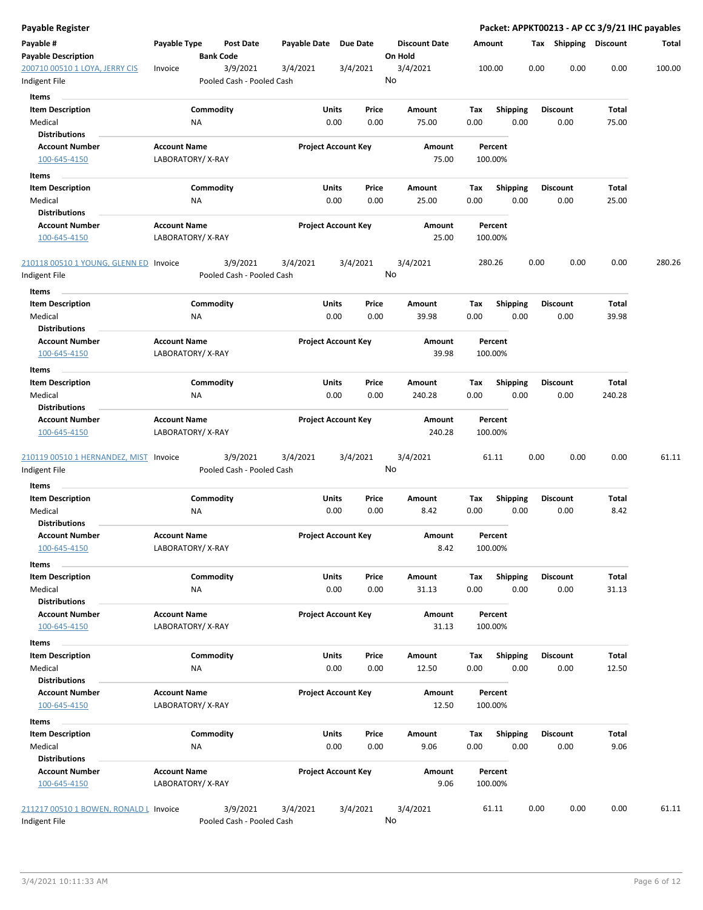**Payable Register** — **Packet: APPKT00213 - AP CC 3/9/21 IHC payables**

| Payable # | Payable Type | Post Date | Payable Date | Due Date | Discount Date | Amount | Tax | Shipping | Discount | Total |
|---|---|---|---|---|---|---|---|---|---|---|
| **Payable Description** | | **Bank Code** | | | **On Hold** | | | | | |
| 200710 00510 1 LOYA, JERRY CIS | Invoice | 3/9/2021 | 3/4/2021 | 3/4/2021 | 3/4/2021 | 100.00 | 0.00 | 0.00 | 0.00 | 100.00 |
| Indigent File | | Pooled Cash - Pooled Cash | | | No | | | | | |

**Items**

| Item Description | Commodity | Units | Price | Amount | Tax | Shipping | Discount | Total |
|---|---|---|---|---|---|---|---|---|
| Medical | NA | 0.00 | 0.00 | 75.00 | 0.00 | 0.00 | 0.00 | 75.00 |

**Distributions**

| Account Number | Account Name | Project Account Key | Amount | Percent |
|---|---|---|---|---|
| 100-645-4150 | LABORATORY/ X-RAY | | 75.00 | 100.00% |

**Items**

| Item Description | Commodity | Units | Price | Amount | Tax | Shipping | Discount | Total |
|---|---|---|---|---|---|---|---|---|
| Medical | NA | 0.00 | 0.00 | 25.00 | 0.00 | 0.00 | 0.00 | 25.00 |

**Distributions**

| Account Number | Account Name | Project Account Key | Amount | Percent |
|---|---|---|---|---|
| 100-645-4150 | LABORATORY/ X-RAY | | 25.00 | 100.00% |

| Payable # | Payable Type | Post Date | Payable Date | Due Date | Discount Date | Amount | Tax | Shipping | Discount | Total |
|---|---|---|---|---|---|---|---|---|---|---|
| 210118 00510 1 YOUNG, GLENN ED | Invoice | 3/9/2021 | 3/4/2021 | 3/4/2021 | 3/4/2021 | 280.26 | 0.00 | 0.00 | 0.00 | 280.26 |
| Indigent File | | Pooled Cash - Pooled Cash | | | No | | | | | |

**Items**

| Item Description | Commodity | Units | Price | Amount | Tax | Shipping | Discount | Total |
|---|---|---|---|---|---|---|---|---|
| Medical | NA | 0.00 | 0.00 | 39.98 | 0.00 | 0.00 | 0.00 | 39.98 |

**Distributions**

| Account Number | Account Name | Project Account Key | Amount | Percent |
|---|---|---|---|---|
| 100-645-4150 | LABORATORY/ X-RAY | | 39.98 | 100.00% |

**Items**

| Item Description | Commodity | Units | Price | Amount | Tax | Shipping | Discount | Total |
|---|---|---|---|---|---|---|---|---|
| Medical | NA | 0.00 | 0.00 | 240.28 | 0.00 | 0.00 | 0.00 | 240.28 |

**Distributions**

| Account Number | Account Name | Project Account Key | Amount | Percent |
|---|---|---|---|---|
| 100-645-4150 | LABORATORY/ X-RAY | | 240.28 | 100.00% |

| Payable # | Payable Type | Post Date | Payable Date | Due Date | Discount Date | Amount | Tax | Shipping | Discount | Total |
|---|---|---|---|---|---|---|---|---|---|---|
| 210119 00510 1 HERNANDEZ, MIST | Invoice | 3/9/2021 | 3/4/2021 | 3/4/2021 | 3/4/2021 | 61.11 | 0.00 | 0.00 | 0.00 | 61.11 |
| Indigent File | | Pooled Cash - Pooled Cash | | | No | | | | | |

**Items**

| Item Description | Commodity | Units | Price | Amount | Tax | Shipping | Discount | Total |
|---|---|---|---|---|---|---|---|---|
| Medical | NA | 0.00 | 0.00 | 8.42 | 0.00 | 0.00 | 0.00 | 8.42 |

**Distributions**

| Account Number | Account Name | Project Account Key | Amount | Percent |
|---|---|---|---|---|
| 100-645-4150 | LABORATORY/ X-RAY | | 8.42 | 100.00% |

**Items**

| Item Description | Commodity | Units | Price | Amount | Tax | Shipping | Discount | Total |
|---|---|---|---|---|---|---|---|---|
| Medical | NA | 0.00 | 0.00 | 31.13 | 0.00 | 0.00 | 0.00 | 31.13 |

**Distributions**

| Account Number | Account Name | Project Account Key | Amount | Percent |
|---|---|---|---|---|
| 100-645-4150 | LABORATORY/ X-RAY | | 31.13 | 100.00% |

**Items**

| Item Description | Commodity | Units | Price | Amount | Tax | Shipping | Discount | Total |
|---|---|---|---|---|---|---|---|---|
| Medical | NA | 0.00 | 0.00 | 12.50 | 0.00 | 0.00 | 0.00 | 12.50 |

**Distributions**

| Account Number | Account Name | Project Account Key | Amount | Percent |
|---|---|---|---|---|
| 100-645-4150 | LABORATORY/ X-RAY | | 12.50 | 100.00% |

**Items**

| Item Description | Commodity | Units | Price | Amount | Tax | Shipping | Discount | Total |
|---|---|---|---|---|---|---|---|---|
| Medical | NA | 0.00 | 0.00 | 9.06 | 0.00 | 0.00 | 0.00 | 9.06 |

**Distributions**

| Account Number | Account Name | Project Account Key | Amount | Percent |
|---|---|---|---|---|
| 100-645-4150 | LABORATORY/ X-RAY | | 9.06 | 100.00% |

| Payable # | Payable Type | Post Date | Payable Date | Due Date | Discount Date | Amount | Tax | Shipping | Discount | Total |
|---|---|---|---|---|---|---|---|---|---|---|
| 211217 00510 1 BOWEN, RONALD L | Invoice | 3/9/2021 | 3/4/2021 | 3/4/2021 | 3/4/2021 | 61.11 | 0.00 | 0.00 | 0.00 | 61.11 |
| Indigent File | | Pooled Cash - Pooled Cash | | | No | | | | | |

3/4/2021 10:11:33 AM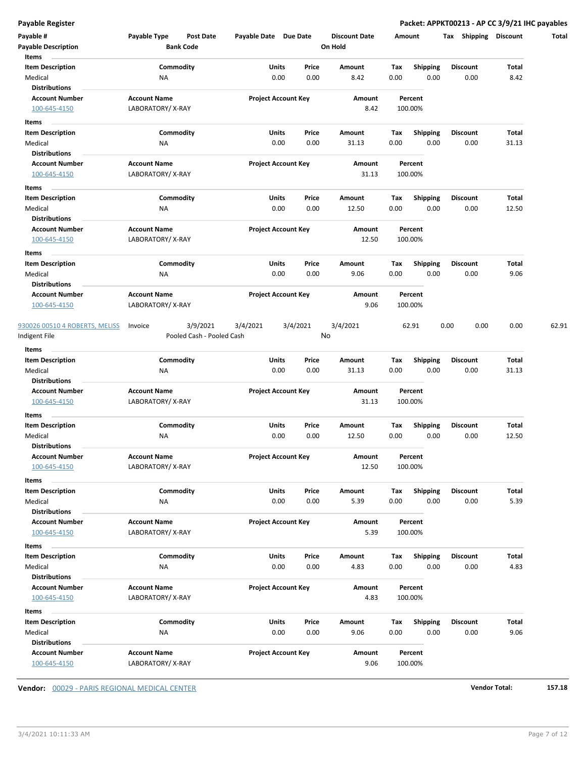**Payable Register** — **Packet: APPKT00213 - AP CC 3/9/21 IHC payables**

| Payable # | Payable Type | Post Date | Payable Date | Due Date | Discount Date | Amount | Tax | Shipping | Discount | Total |
|---|---|---|---|---|---|---|---|---|---|---|
| Payable Description | | Bank Code | | | On Hold | | | | | |

**Items**

| Item Description | Commodity | Units | Price | Amount | Tax | Shipping | Discount | Total |
|---|---|---|---|---|---|---|---|---|
| Medical | NA | 0.00 | 0.00 | 8.42 | 0.00 | 0.00 | 0.00 | 8.42 |

**Distributions**

| Account Number | Account Name | Project Account Key | Amount | Percent |
|---|---|---|---|---|
| 100-645-4150 | LABORATORY/ X-RAY | | 8.42 | 100.00% |

**Items**

| Item Description | Commodity | Units | Price | Amount | Tax | Shipping | Discount | Total |
|---|---|---|---|---|---|---|---|---|
| Medical | NA | 0.00 | 0.00 | 31.13 | 0.00 | 0.00 | 0.00 | 31.13 |

**Distributions**

| Account Number | Account Name | Project Account Key | Amount | Percent |
|---|---|---|---|---|
| 100-645-4150 | LABORATORY/ X-RAY | | 31.13 | 100.00% |

**Items**

| Item Description | Commodity | Units | Price | Amount | Tax | Shipping | Discount | Total |
|---|---|---|---|---|---|---|---|---|
| Medical | NA | 0.00 | 0.00 | 12.50 | 0.00 | 0.00 | 0.00 | 12.50 |

**Distributions**

| Account Number | Account Name | Project Account Key | Amount | Percent |
|---|---|---|---|---|
| 100-645-4150 | LABORATORY/ X-RAY | | 12.50 | 100.00% |

**Items**

| Item Description | Commodity | Units | Price | Amount | Tax | Shipping | Discount | Total |
|---|---|---|---|---|---|---|---|---|
| Medical | NA | 0.00 | 0.00 | 9.06 | 0.00 | 0.00 | 0.00 | 9.06 |

**Distributions**

| Account Number | Account Name | Project Account Key | Amount | Percent |
|---|---|---|---|---|
| 100-645-4150 | LABORATORY/ X-RAY | | 9.06 | 100.00% |

| Payable # | Payable Type | Post Date | Payable Date | Due Date | Discount Date | Amount | Tax | Shipping | Discount | Total |
|---|---|---|---|---|---|---|---|---|---|---|
| 930026 00510 4 ROBERTS, MELISS | Invoice | 3/9/2021 | 3/4/2021 | 3/4/2021 | 3/4/2021 | 62.91 | 0.00 | 0.00 | 0.00 | 62.91 |
| Indigent File | | Pooled Cash - Pooled Cash | | | No | | | | | |

**Items**

| Item Description | Commodity | Units | Price | Amount | Tax | Shipping | Discount | Total |
|---|---|---|---|---|---|---|---|---|
| Medical | NA | 0.00 | 0.00 | 31.13 | 0.00 | 0.00 | 0.00 | 31.13 |

**Distributions**

| Account Number | Account Name | Project Account Key | Amount | Percent |
|---|---|---|---|---|
| 100-645-4150 | LABORATORY/ X-RAY | | 31.13 | 100.00% |

**Items**

| Item Description | Commodity | Units | Price | Amount | Tax | Shipping | Discount | Total |
|---|---|---|---|---|---|---|---|---|
| Medical | NA | 0.00 | 0.00 | 12.50 | 0.00 | 0.00 | 0.00 | 12.50 |

**Distributions**

| Account Number | Account Name | Project Account Key | Amount | Percent |
|---|---|---|---|---|
| 100-645-4150 | LABORATORY/ X-RAY | | 12.50 | 100.00% |

**Items**

| Item Description | Commodity | Units | Price | Amount | Tax | Shipping | Discount | Total |
|---|---|---|---|---|---|---|---|---|
| Medical | NA | 0.00 | 0.00 | 5.39 | 0.00 | 0.00 | 0.00 | 5.39 |

**Distributions**

| Account Number | Account Name | Project Account Key | Amount | Percent |
|---|---|---|---|---|
| 100-645-4150 | LABORATORY/ X-RAY | | 5.39 | 100.00% |

**Items**

| Item Description | Commodity | Units | Price | Amount | Tax | Shipping | Discount | Total |
|---|---|---|---|---|---|---|---|---|
| Medical | NA | 0.00 | 0.00 | 4.83 | 0.00 | 0.00 | 0.00 | 4.83 |

**Distributions**

| Account Number | Account Name | Project Account Key | Amount | Percent |
|---|---|---|---|---|
| 100-645-4150 | LABORATORY/ X-RAY | | 4.83 | 100.00% |

**Items**

| Item Description | Commodity | Units | Price | Amount | Tax | Shipping | Discount | Total |
|---|---|---|---|---|---|---|---|---|
| Medical | NA | 0.00 | 0.00 | 9.06 | 0.00 | 0.00 | 0.00 | 9.06 |

**Distributions**

| Account Number | Account Name | Project Account Key | Amount | Percent |
|---|---|---|---|---|
| 100-645-4150 | LABORATORY/ X-RAY | | 9.06 | 100.00% |

**Vendor:** 00029 - PARIS REGIONAL MEDICAL CENTER — **Vendor Total:** **157.18**

3/4/2021 10:11:33 AM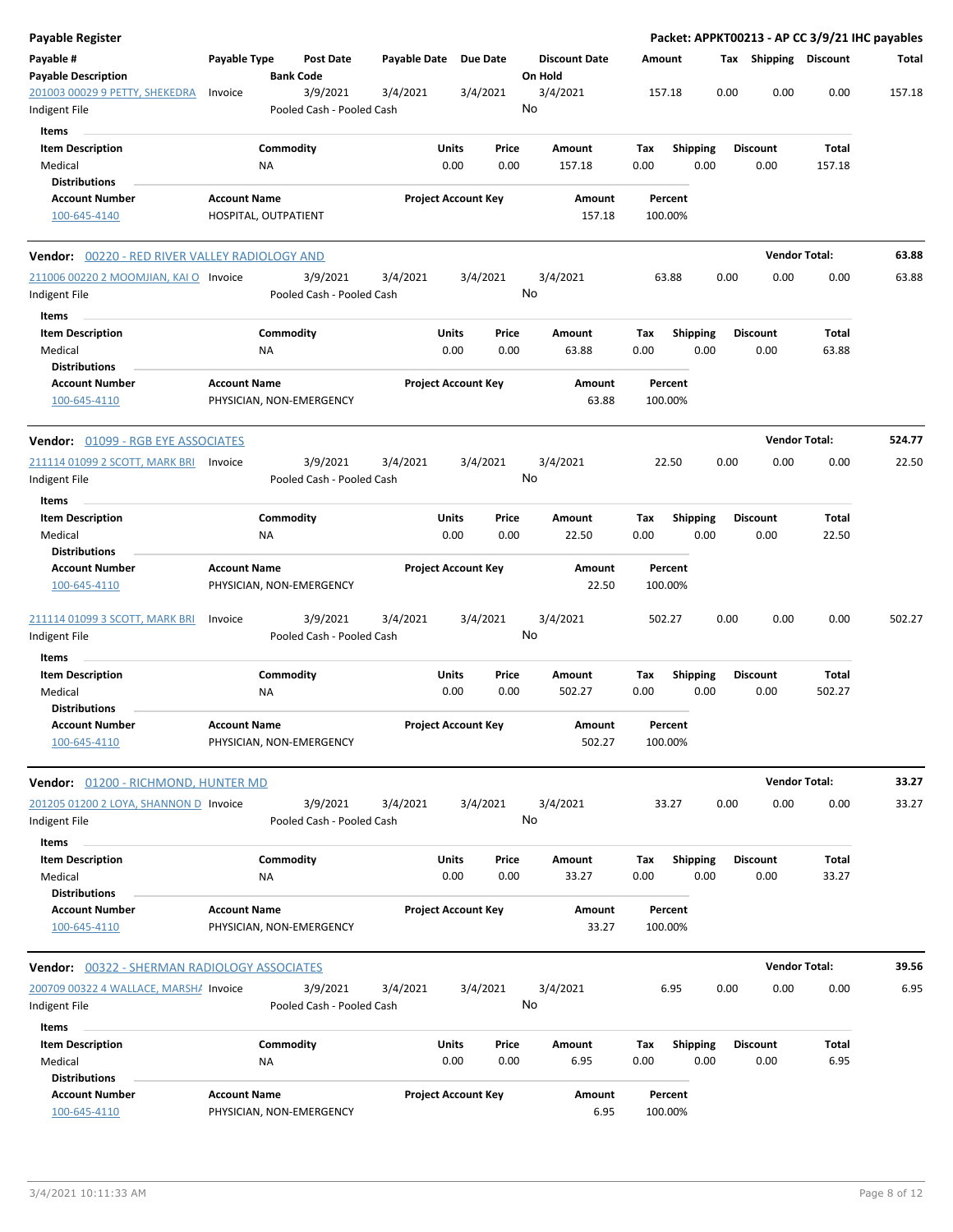## Payable Register

**Packet: APPKT00213 - AP CC 3/9/21 IHC payables**

| Payable # / Payable Description | Payable Type | Post Date / Bank Code | Payable Date | Due Date | Discount Date / On Hold | Amount | Tax | Shipping | Discount | Total |
|---|---|---|---|---|---|---|---|---|---|---|
| 201003 00029 9 PETTY, SHEKEDRA | Invoice | 3/9/2021 | 3/4/2021 | 3/4/2021 | 3/4/2021 | 157.18 | 0.00 | 0.00 | 0.00 | 157.18 |
| Indigent File | | Pooled Cash - Pooled Cash | | | No | | | | | |

**Items**

| Item Description | Commodity | Units | Price | Amount | Tax | Shipping | Discount | Total |
|---|---|---|---|---|---|---|---|---|
| Medical | NA | 0.00 | 0.00 | 157.18 | 0.00 | 0.00 | 0.00 | 157.18 |

**Distributions**

| Account Number | Account Name | Project Account Key | Amount | Percent |
|---|---|---|---|---|
| 100-645-4140 | HOSPITAL, OUTPATIENT | | 157.18 | 100.00% |

---

**Vendor:** 00220 - RED RIVER VALLEY RADIOLOGY AND — **Vendor Total: 63.88**

| Payable # / Payable Description | Payable Type | Post Date / Bank Code | Payable Date | Due Date | Discount Date / On Hold | Amount | Tax | Shipping | Discount | Total |
|---|---|---|---|---|---|---|---|---|---|---|
| 211006 00220 2 MOOMJIAN, KAI O | Invoice | 3/9/2021 | 3/4/2021 | 3/4/2021 | 3/4/2021 | 63.88 | 0.00 | 0.00 | 0.00 | 63.88 |
| Indigent File | | Pooled Cash - Pooled Cash | | | No | | | | | |

**Items**

| Item Description | Commodity | Units | Price | Amount | Tax | Shipping | Discount | Total |
|---|---|---|---|---|---|---|---|---|
| Medical | NA | 0.00 | 0.00 | 63.88 | 0.00 | 0.00 | 0.00 | 63.88 |

**Distributions**

| Account Number | Account Name | Project Account Key | Amount | Percent |
|---|---|---|---|---|
| 100-645-4110 | PHYSICIAN, NON-EMERGENCY | | 63.88 | 100.00% |

---

**Vendor:** 01099 - RGB EYE ASSOCIATES — **Vendor Total: 524.77**

| Payable # / Payable Description | Payable Type | Post Date / Bank Code | Payable Date | Due Date | Discount Date / On Hold | Amount | Tax | Shipping | Discount | Total |
|---|---|---|---|---|---|---|---|---|---|---|
| 211114 01099 2 SCOTT, MARK BRI | Invoice | 3/9/2021 | 3/4/2021 | 3/4/2021 | 3/4/2021 | 22.50 | 0.00 | 0.00 | 0.00 | 22.50 |
| Indigent File | | Pooled Cash - Pooled Cash | | | No | | | | | |

**Items**

| Item Description | Commodity | Units | Price | Amount | Tax | Shipping | Discount | Total |
|---|---|---|---|---|---|---|---|---|
| Medical | NA | 0.00 | 0.00 | 22.50 | 0.00 | 0.00 | 0.00 | 22.50 |

**Distributions**

| Account Number | Account Name | Project Account Key | Amount | Percent |
|---|---|---|---|---|
| 100-645-4110 | PHYSICIAN, NON-EMERGENCY | | 22.50 | 100.00% |

| Payable # / Payable Description | Payable Type | Post Date / Bank Code | Payable Date | Due Date | Discount Date / On Hold | Amount | Tax | Shipping | Discount | Total |
|---|---|---|---|---|---|---|---|---|---|---|
| 211114 01099 3 SCOTT, MARK BRI | Invoice | 3/9/2021 | 3/4/2021 | 3/4/2021 | 3/4/2021 | 502.27 | 0.00 | 0.00 | 0.00 | 502.27 |
| Indigent File | | Pooled Cash - Pooled Cash | | | No | | | | | |

**Items**

| Item Description | Commodity | Units | Price | Amount | Tax | Shipping | Discount | Total |
|---|---|---|---|---|---|---|---|---|
| Medical | NA | 0.00 | 0.00 | 502.27 | 0.00 | 0.00 | 0.00 | 502.27 |

**Distributions**

| Account Number | Account Name | Project Account Key | Amount | Percent |
|---|---|---|---|---|
| 100-645-4110 | PHYSICIAN, NON-EMERGENCY | | 502.27 | 100.00% |

---

**Vendor:** 01200 - RICHMOND, HUNTER MD — **Vendor Total: 33.27**

| Payable # / Payable Description | Payable Type | Post Date / Bank Code | Payable Date | Due Date | Discount Date / On Hold | Amount | Tax | Shipping | Discount | Total |
|---|---|---|---|---|---|---|---|---|---|---|
| 201205 01200 2 LOYA, SHANNON D | Invoice | 3/9/2021 | 3/4/2021 | 3/4/2021 | 3/4/2021 | 33.27 | 0.00 | 0.00 | 0.00 | 33.27 |
| Indigent File | | Pooled Cash - Pooled Cash | | | No | | | | | |

**Items**

| Item Description | Commodity | Units | Price | Amount | Tax | Shipping | Discount | Total |
|---|---|---|---|---|---|---|---|---|
| Medical | NA | 0.00 | 0.00 | 33.27 | 0.00 | 0.00 | 0.00 | 33.27 |

**Distributions**

| Account Number | Account Name | Project Account Key | Amount | Percent |
|---|---|---|---|---|
| 100-645-4110 | PHYSICIAN, NON-EMERGENCY | | 33.27 | 100.00% |

---

**Vendor:** 00322 - SHERMAN RADIOLOGY ASSOCIATES — **Vendor Total: 39.56**

| Payable # / Payable Description | Payable Type | Post Date / Bank Code | Payable Date | Due Date | Discount Date / On Hold | Amount | Tax | Shipping | Discount | Total |
|---|---|---|---|---|---|---|---|---|---|---|
| 200709 00322 4 WALLACE, MARSHA | Invoice | 3/9/2021 | 3/4/2021 | 3/4/2021 | 3/4/2021 | 6.95 | 0.00 | 0.00 | 0.00 | 6.95 |
| Indigent File | | Pooled Cash - Pooled Cash | | | No | | | | | |

**Items**

| Item Description | Commodity | Units | Price | Amount | Tax | Shipping | Discount | Total |
|---|---|---|---|---|---|---|---|---|
| Medical | NA | 0.00 | 0.00 | 6.95 | 0.00 | 0.00 | 0.00 | 6.95 |

**Distributions**

| Account Number | Account Name | Project Account Key | Amount | Percent |
|---|---|---|---|---|
| 100-645-4110 | PHYSICIAN, NON-EMERGENCY | | 6.95 | 100.00% |

3/4/2021 10:11:33 AM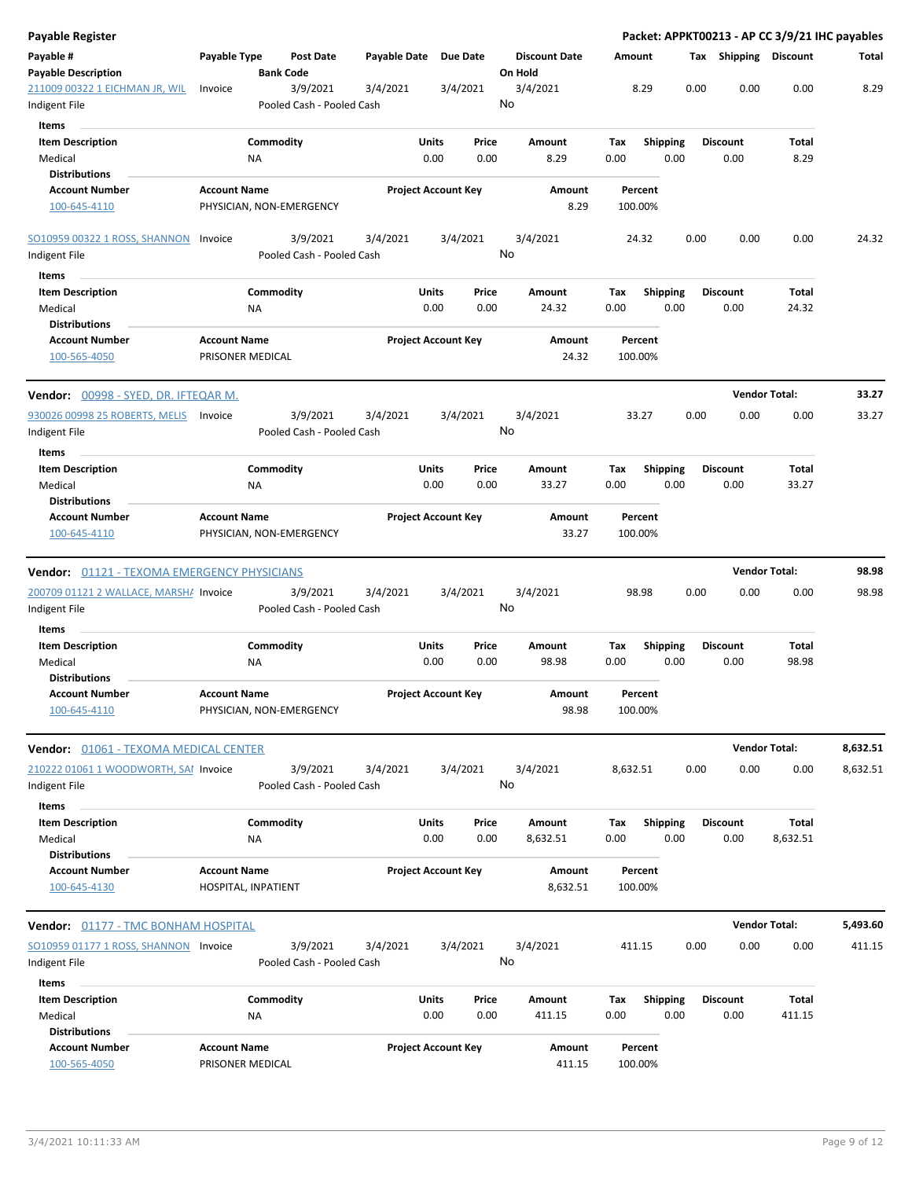**Payable Register** — **Packet: APPKT00213 - AP CC 3/9/21 IHC payables**

| Payable # / Payable Description | Payable Type | Post Date / Bank Code | Payable Date | Due Date | Discount Date / On Hold | Amount | Tax | Shipping | Discount | Total |
|---|---|---|---|---|---|---|---|---|---|---|
| 211009 00322 1 EICHMAN JR, WIL / Indigent File | Invoice | 3/9/2021 / Pooled Cash - Pooled Cash | 3/4/2021 | 3/4/2021 | 3/4/2021 / No | 8.29 | 0.00 | 0.00 | 0.00 | 8.29 |

**Items**

| Item Description | Commodity | Units | Price | Amount | Tax | Shipping | Discount | Total |
|---|---|---|---|---|---|---|---|---|
| Medical | NA | 0.00 | 0.00 | 8.29 | 0.00 | 0.00 | 0.00 | 8.29 |

**Distributions**

| Account Number | Account Name | Project Account Key | Amount | Percent |
|---|---|---|---|---|
| 100-645-4110 | PHYSICIAN, NON-EMERGENCY | | 8.29 | 100.00% |

| Payable # / Payable Description | Payable Type | Post Date / Bank Code | Payable Date | Due Date | Discount Date / On Hold | Amount | Tax | Shipping | Discount | Total |
|---|---|---|---|---|---|---|---|---|---|---|
| SO10959 00322 1 ROSS, SHANNON / Indigent File | Invoice | 3/9/2021 / Pooled Cash - Pooled Cash | 3/4/2021 | 3/4/2021 | 3/4/2021 / No | 24.32 | 0.00 | 0.00 | 0.00 | 24.32 |

**Items**

| Item Description | Commodity | Units | Price | Amount | Tax | Shipping | Discount | Total |
|---|---|---|---|---|---|---|---|---|
| Medical | NA | 0.00 | 0.00 | 24.32 | 0.00 | 0.00 | 0.00 | 24.32 |

**Distributions**

| Account Number | Account Name | Project Account Key | Amount | Percent |
|---|---|---|---|---|
| 100-565-4050 | PRISONER MEDICAL | | 24.32 | 100.00% |

**Vendor: 00998 - SYED, DR. IFTEQAR M.** — **Vendor Total: 33.27**

| Payable # / Payable Description | Payable Type | Post Date / Bank Code | Payable Date | Due Date | Discount Date / On Hold | Amount | Tax | Shipping | Discount | Total |
|---|---|---|---|---|---|---|---|---|---|---|
| 930026 00998 25 ROBERTS, MELIS / Indigent File | Invoice | 3/9/2021 / Pooled Cash - Pooled Cash | 3/4/2021 | 3/4/2021 | 3/4/2021 / No | 33.27 | 0.00 | 0.00 | 0.00 | 33.27 |

**Items**

| Item Description | Commodity | Units | Price | Amount | Tax | Shipping | Discount | Total |
|---|---|---|---|---|---|---|---|---|
| Medical | NA | 0.00 | 0.00 | 33.27 | 0.00 | 0.00 | 0.00 | 33.27 |

**Distributions**

| Account Number | Account Name | Project Account Key | Amount | Percent |
|---|---|---|---|---|
| 100-645-4110 | PHYSICIAN, NON-EMERGENCY | | 33.27 | 100.00% |

**Vendor: 01121 - TEXOMA EMERGENCY PHYSICIANS** — **Vendor Total: 98.98**

| Payable # / Payable Description | Payable Type | Post Date / Bank Code | Payable Date | Due Date | Discount Date / On Hold | Amount | Tax | Shipping | Discount | Total |
|---|---|---|---|---|---|---|---|---|---|---|
| 200709 01121 2 WALLACE, MARSHA / Indigent File | Invoice | 3/9/2021 / Pooled Cash - Pooled Cash | 3/4/2021 | 3/4/2021 | 3/4/2021 / No | 98.98 | 0.00 | 0.00 | 0.00 | 98.98 |

**Items**

| Item Description | Commodity | Units | Price | Amount | Tax | Shipping | Discount | Total |
|---|---|---|---|---|---|---|---|---|
| Medical | NA | 0.00 | 0.00 | 98.98 | 0.00 | 0.00 | 0.00 | 98.98 |

**Distributions**

| Account Number | Account Name | Project Account Key | Amount | Percent |
|---|---|---|---|---|
| 100-645-4110 | PHYSICIAN, NON-EMERGENCY | | 98.98 | 100.00% |

**Vendor: 01061 - TEXOMA MEDICAL CENTER** — **Vendor Total: 8,632.51**

| Payable # / Payable Description | Payable Type | Post Date / Bank Code | Payable Date | Due Date | Discount Date / On Hold | Amount | Tax | Shipping | Discount | Total |
|---|---|---|---|---|---|---|---|---|---|---|
| 210222 01061 1 WOODWORTH, SAI / Indigent File | Invoice | 3/9/2021 / Pooled Cash - Pooled Cash | 3/4/2021 | 3/4/2021 | 3/4/2021 / No | 8,632.51 | 0.00 | 0.00 | 0.00 | 8,632.51 |

**Items**

| Item Description | Commodity | Units | Price | Amount | Tax | Shipping | Discount | Total |
|---|---|---|---|---|---|---|---|---|
| Medical | NA | 0.00 | 0.00 | 8,632.51 | 0.00 | 0.00 | 0.00 | 8,632.51 |

**Distributions**

| Account Number | Account Name | Project Account Key | Amount | Percent |
|---|---|---|---|---|
| 100-645-4130 | HOSPITAL, INPATIENT | | 8,632.51 | 100.00% |

**Vendor: 01177 - TMC BONHAM HOSPITAL** — **Vendor Total: 5,493.60**

| Payable # / Payable Description | Payable Type | Post Date / Bank Code | Payable Date | Due Date | Discount Date / On Hold | Amount | Tax | Shipping | Discount | Total |
|---|---|---|---|---|---|---|---|---|---|---|
| SO10959 01177 1 ROSS, SHANNON / Indigent File | Invoice | 3/9/2021 / Pooled Cash - Pooled Cash | 3/4/2021 | 3/4/2021 | 3/4/2021 / No | 411.15 | 0.00 | 0.00 | 0.00 | 411.15 |

**Items**

| Item Description | Commodity | Units | Price | Amount | Tax | Shipping | Discount | Total |
|---|---|---|---|---|---|---|---|---|
| Medical | NA | 0.00 | 0.00 | 411.15 | 0.00 | 0.00 | 0.00 | 411.15 |

**Distributions**

| Account Number | Account Name | Project Account Key | Amount | Percent |
|---|---|---|---|---|
| 100-565-4050 | PRISONER MEDICAL | | 411.15 | 100.00% |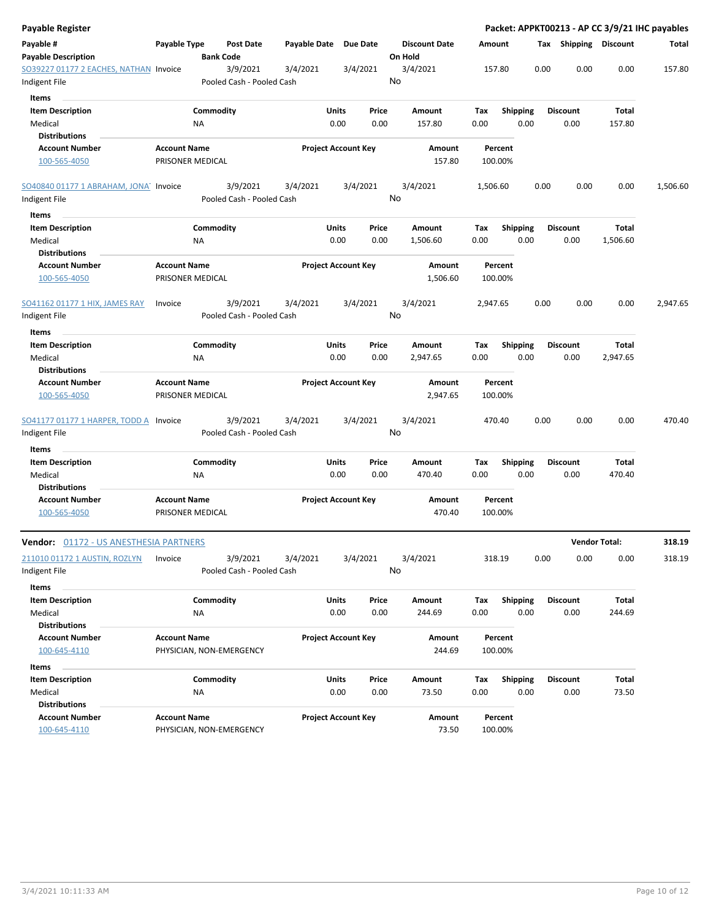# Payable Register

**Packet: APPKT00213 - AP CC 3/9/21 IHC payables**

| Payable # | Payable Type | Post Date | Payable Date | Due Date | Discount Date | Amount | Tax | Shipping | Discount | Total |
|---|---|---|---|---|---|---|---|---|---|---|
| **Payable Description** | | **Bank Code** | | | **On Hold** | | | | | |
| SO39227 01177 2 EACHES, NATHAN | Invoice | 3/9/2021 | 3/4/2021 | 3/4/2021 | 3/4/2021 | 157.80 | 0.00 | 0.00 | 0.00 | 157.80 |
| Indigent File | | Pooled Cash - Pooled Cash | | | No | | | | | |

**Items**

| Item Description | Commodity | Units | Price | Amount | Tax | Shipping | Discount | Total |
|---|---|---|---|---|---|---|---|---|
| Medical | NA | 0.00 | 0.00 | 157.80 | 0.00 | 0.00 | 0.00 | 157.80 |

**Distributions**

| Account Number | Account Name | Project Account Key | Amount | Percent |
|---|---|---|---|---|
| 100-565-4050 | PRISONER MEDICAL | | 157.80 | 100.00% |

| Payable # | Payable Type | Post Date | Payable Date | Due Date | Discount Date | Amount | Tax | Shipping | Discount | Total |
|---|---|---|---|---|---|---|---|---|---|---|
| SO40840 01177 1 ABRAHAM, JONA | Invoice | 3/9/2021 | 3/4/2021 | 3/4/2021 | 3/4/2021 | 1,506.60 | 0.00 | 0.00 | 0.00 | 1,506.60 |
| Indigent File | | Pooled Cash - Pooled Cash | | | No | | | | | |

**Items**

| Item Description | Commodity | Units | Price | Amount | Tax | Shipping | Discount | Total |
|---|---|---|---|---|---|---|---|---|
| Medical | NA | 0.00 | 0.00 | 1,506.60 | 0.00 | 0.00 | 0.00 | 1,506.60 |

**Distributions**

| Account Number | Account Name | Project Account Key | Amount | Percent |
|---|---|---|---|---|
| 100-565-4050 | PRISONER MEDICAL | | 1,506.60 | 100.00% |

| Payable # | Payable Type | Post Date | Payable Date | Due Date | Discount Date | Amount | Tax | Shipping | Discount | Total |
|---|---|---|---|---|---|---|---|---|---|---|
| SO41162 01177 1 HIX, JAMES RAY | Invoice | 3/9/2021 | 3/4/2021 | 3/4/2021 | 3/4/2021 | 2,947.65 | 0.00 | 0.00 | 0.00 | 2,947.65 |
| Indigent File | | Pooled Cash - Pooled Cash | | | No | | | | | |

**Items**

| Item Description | Commodity | Units | Price | Amount | Tax | Shipping | Discount | Total |
|---|---|---|---|---|---|---|---|---|
| Medical | NA | 0.00 | 0.00 | 2,947.65 | 0.00 | 0.00 | 0.00 | 2,947.65 |

**Distributions**

| Account Number | Account Name | Project Account Key | Amount | Percent |
|---|---|---|---|---|
| 100-565-4050 | PRISONER MEDICAL | | 2,947.65 | 100.00% |

| Payable # | Payable Type | Post Date | Payable Date | Due Date | Discount Date | Amount | Tax | Shipping | Discount | Total |
|---|---|---|---|---|---|---|---|---|---|---|
| SO41177 01177 1 HARPER, TODD A | Invoice | 3/9/2021 | 3/4/2021 | 3/4/2021 | 3/4/2021 | 470.40 | 0.00 | 0.00 | 0.00 | 470.40 |
| Indigent File | | Pooled Cash - Pooled Cash | | | No | | | | | |

**Items**

| Item Description | Commodity | Units | Price | Amount | Tax | Shipping | Discount | Total |
|---|---|---|---|---|---|---|---|---|
| Medical | NA | 0.00 | 0.00 | 470.40 | 0.00 | 0.00 | 0.00 | 470.40 |

**Distributions**

| Account Number | Account Name | Project Account Key | Amount | Percent |
|---|---|---|---|---|
| 100-565-4050 | PRISONER MEDICAL | | 470.40 | 100.00% |

**Vendor:** 01172 - US ANESTHESIA PARTNERS — **Vendor Total: 318.19**

| Payable # | Payable Type | Post Date | Payable Date | Due Date | Discount Date | Amount | Tax | Shipping | Discount | Total |
|---|---|---|---|---|---|---|---|---|---|---|
| 211010 01172 1 AUSTIN, ROZLYN | Invoice | 3/9/2021 | 3/4/2021 | 3/4/2021 | 3/4/2021 | 318.19 | 0.00 | 0.00 | 0.00 | 318.19 |
| Indigent File | | Pooled Cash - Pooled Cash | | | No | | | | | |

**Items**

| Item Description | Commodity | Units | Price | Amount | Tax | Shipping | Discount | Total |
|---|---|---|---|---|---|---|---|---|
| Medical | NA | 0.00 | 0.00 | 244.69 | 0.00 | 0.00 | 0.00 | 244.69 |

**Distributions**

| Account Number | Account Name | Project Account Key | Amount | Percent |
|---|---|---|---|---|
| 100-645-4110 | PHYSICIAN, NON-EMERGENCY | | 244.69 | 100.00% |

**Items**

| Item Description | Commodity | Units | Price | Amount | Tax | Shipping | Discount | Total |
|---|---|---|---|---|---|---|---|---|
| Medical | NA | 0.00 | 0.00 | 73.50 | 0.00 | 0.00 | 0.00 | 73.50 |

**Distributions**

| Account Number | Account Name | Project Account Key | Amount | Percent |
|---|---|---|---|---|
| 100-645-4110 | PHYSICIAN, NON-EMERGENCY | | 73.50 | 100.00% |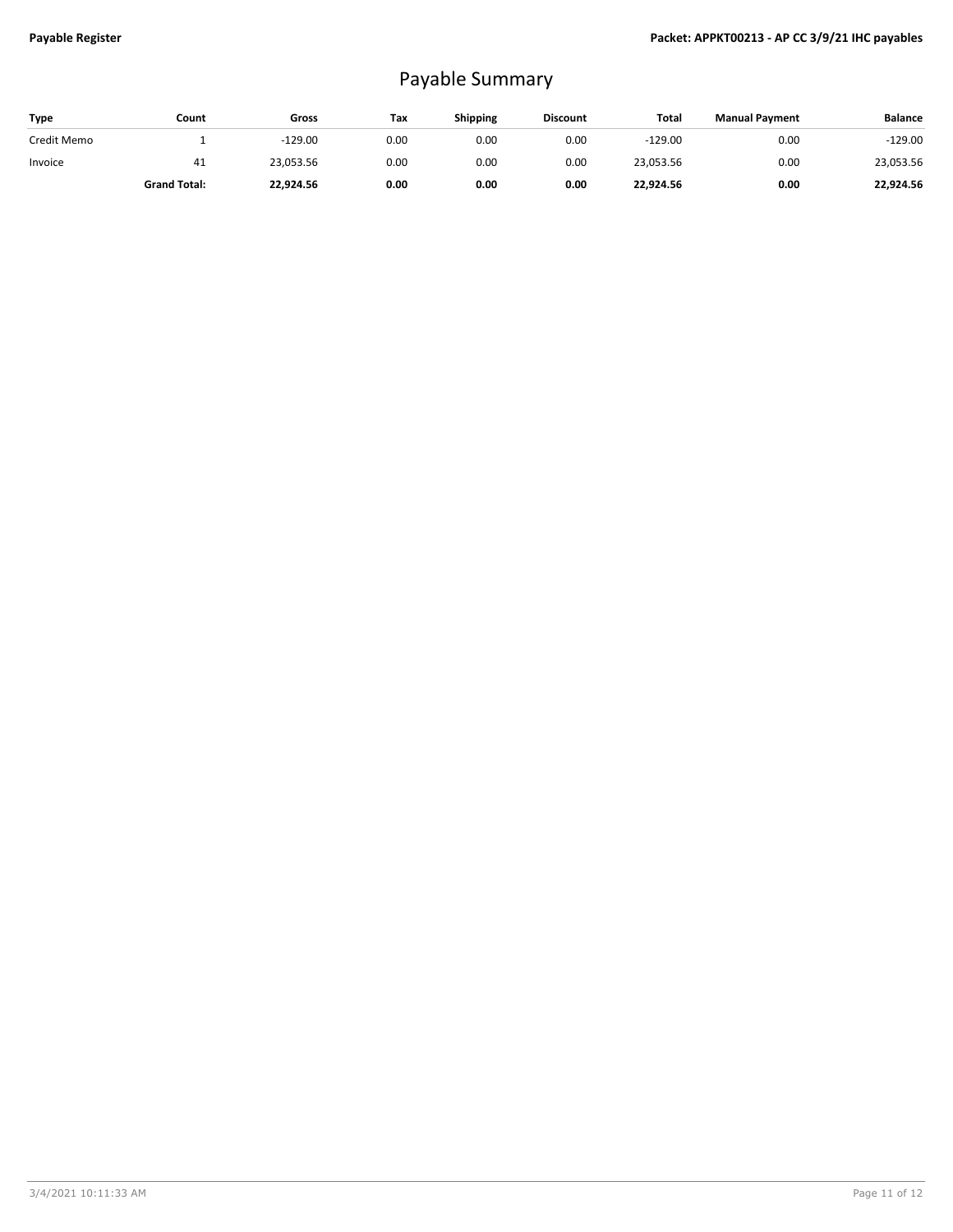# Payable Summary

| Type | Count | Gross | Tax | Shipping | Discount | Total | Manual Payment | Balance |
|---|---|---|---|---|---|---|---|---|
| Credit Memo | 1 | -129.00 | 0.00 | 0.00 | 0.00 | -129.00 | 0.00 | -129.00 |
| Invoice | 41 | 23,053.56 | 0.00 | 0.00 | 0.00 | 23,053.56 | 0.00 | 23,053.56 |
| | **Grand Total:** | **22,924.56** | **0.00** | **0.00** | **0.00** | **22,924.56** | **0.00** | **22,924.56** |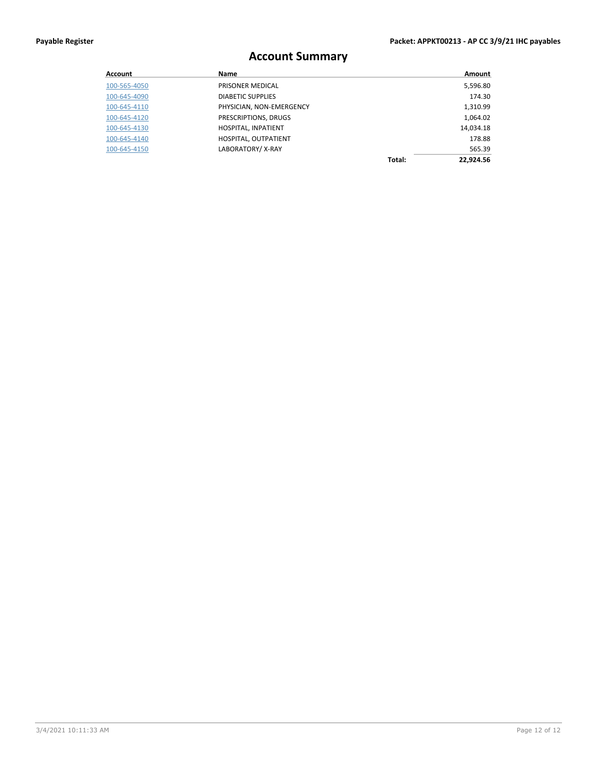# Account Summary

| Account | Name | | Amount |
|---|---|---|---|
| 100-565-4050 | PRISONER MEDICAL | | 5,596.80 |
| 100-645-4090 | DIABETIC SUPPLIES | | 174.30 |
| 100-645-4110 | PHYSICIAN, NON-EMERGENCY | | 1,310.99 |
| 100-645-4120 | PRESCRIPTIONS, DRUGS | | 1,064.02 |
| 100-645-4130 | HOSPITAL, INPATIENT | | 14,034.18 |
| 100-645-4140 | HOSPITAL, OUTPATIENT | | 178.88 |
| 100-645-4150 | LABORATORY/ X-RAY | | 565.39 |
| | | **Total:** | **22,924.56** |